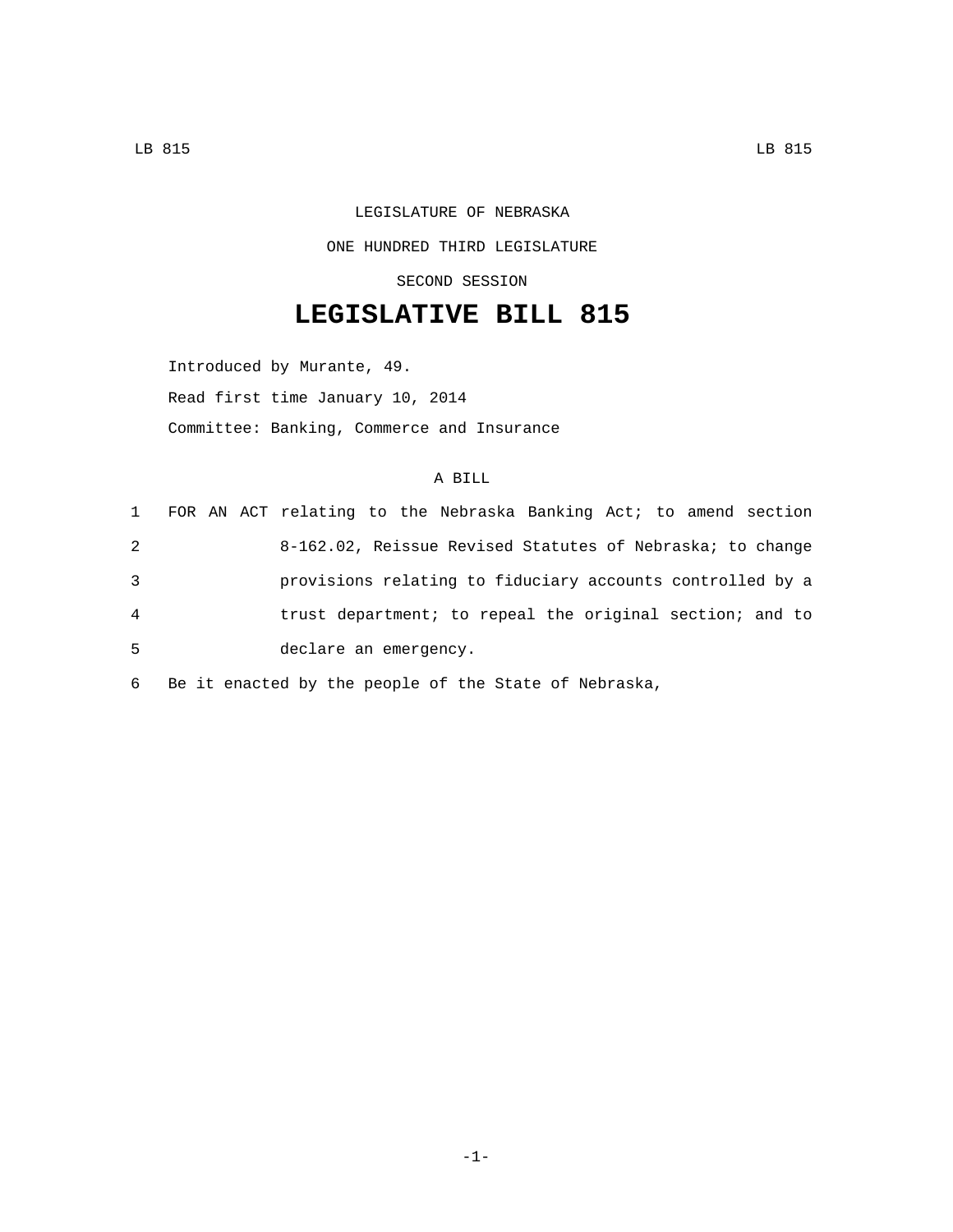LEGISLATURE OF NEBRASKA

ONE HUNDRED THIRD LEGISLATURE

SECOND SESSION

# LEGISLATIVE BILL 815

Introduced by Murante, 49.

Read first time January 10, 2014

Committee: Banking, Commerce and Insurance

A BILL

1 FOR AN ACT relating to the Nebraska Banking Act; to amend section
2 8-162.02, Reissue Revised Statutes of Nebraska; to change
3 provisions relating to fiduciary accounts controlled by a
4 trust department; to repeal the original section; and to
5 declare an emergency.

6 Be it enacted by the people of the State of Nebraska,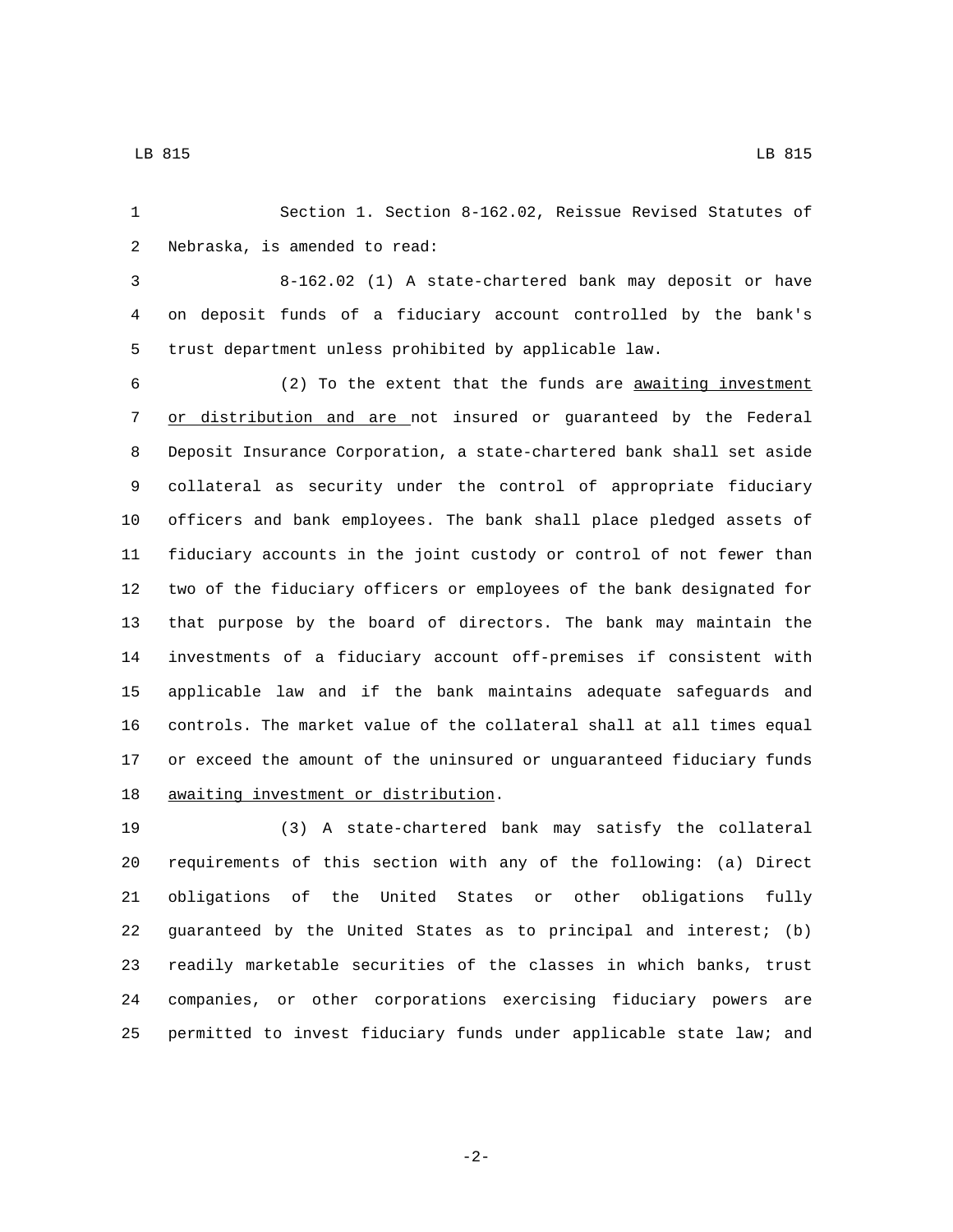Section 1. Section 8-162.02, Reissue Revised Statutes of Nebraska, is amended to read:

8-162.02 (1) A state-chartered bank may deposit or have on deposit funds of a fiduciary account controlled by the bank's trust department unless prohibited by applicable law.

(2) To the extent that the funds are <u>awaiting investment or distribution and are </u>not insured or guaranteed by the Federal Deposit Insurance Corporation, a state-chartered bank shall set aside collateral as security under the control of appropriate fiduciary officers and bank employees. The bank shall place pledged assets of fiduciary accounts in the joint custody or control of not fewer than two of the fiduciary officers or employees of the bank designated for that purpose by the board of directors. The bank may maintain the investments of a fiduciary account off-premises if consistent with applicable law and if the bank maintains adequate safeguards and controls. The market value of the collateral shall at all times equal or exceed the amount of the uninsured or unguaranteed fiduciary funds <u>awaiting investment or distribution</u>.

(3) A state-chartered bank may satisfy the collateral requirements of this section with any of the following: (a) Direct obligations of the United States or other obligations fully guaranteed by the United States as to principal and interest; (b) readily marketable securities of the classes in which banks, trust companies, or other corporations exercising fiduciary powers are permitted to invest fiduciary funds under applicable state law; and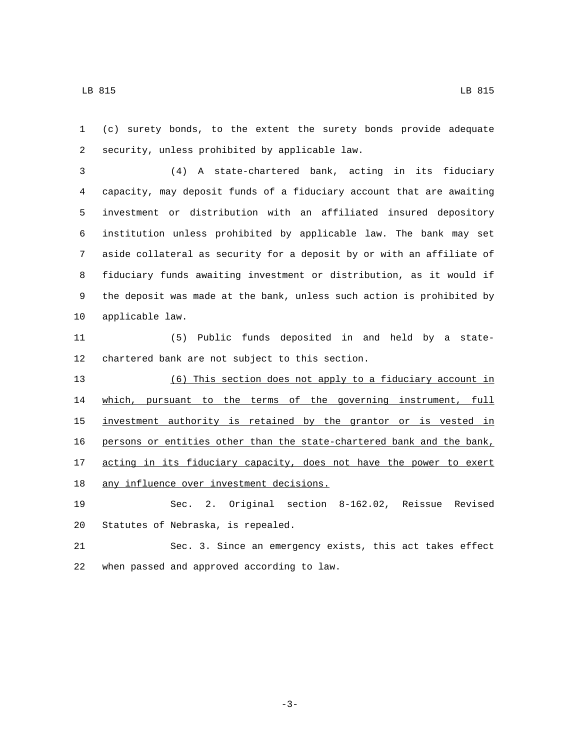(c) surety bonds, to the extent the surety bonds provide adequate security, unless prohibited by applicable law.

(4) A state-chartered bank, acting in its fiduciary capacity, may deposit funds of a fiduciary account that are awaiting investment or distribution with an affiliated insured depository institution unless prohibited by applicable law. The bank may set aside collateral as security for a deposit by or with an affiliate of fiduciary funds awaiting investment or distribution, as it would if the deposit was made at the bank, unless such action is prohibited by applicable law.

(5) Public funds deposited in and held by a state-chartered bank are not subject to this section.

<u>(6) This section does not apply to a fiduciary account in which, pursuant to the terms of the governing instrument, full investment authority is retained by the grantor or is vested in persons or entities other than the state-chartered bank and the bank, acting in its fiduciary capacity, does not have the power to exert any influence over investment decisions.</u>

Sec. 2. Original section 8-162.02, Reissue Revised Statutes of Nebraska, is repealed.

Sec. 3. Since an emergency exists, this act takes effect when passed and approved according to law.